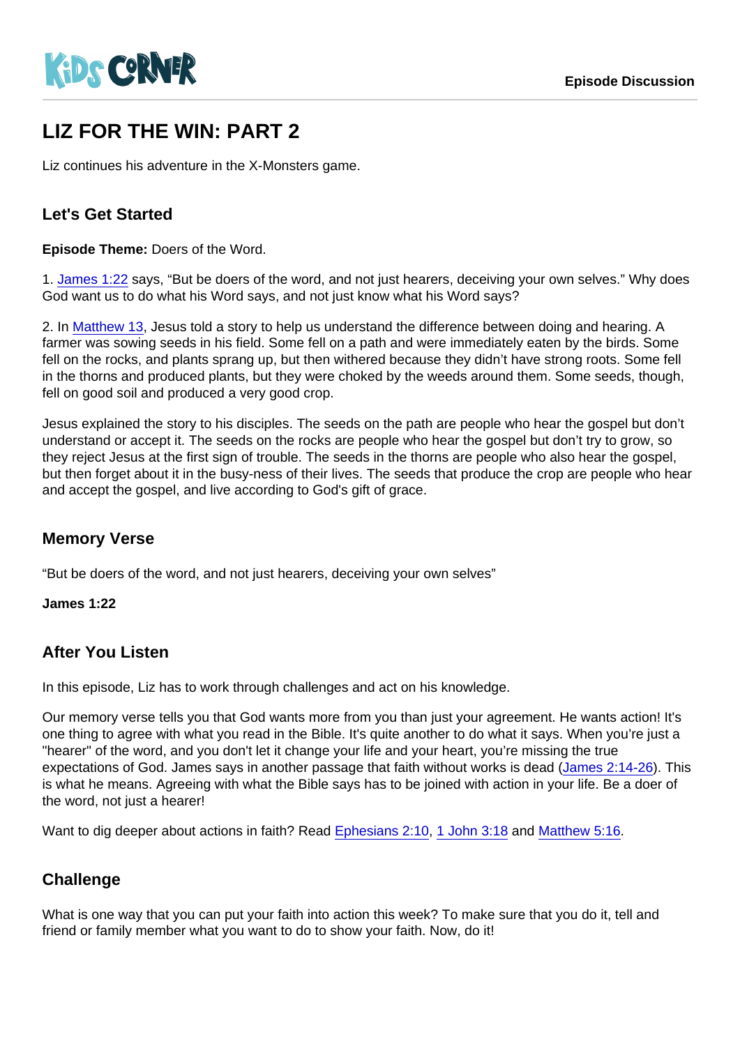KiDS CORNER

Episode Discussion

# LIZ FOR THE WIN: PART 2

Liz continues his adventure in the X-Monsters game.

## Let's Get Started

**Episode Theme:** Doers of the Word.

1. James 1:22 says, “But be doers of the word, and not just hearers, deceiving your own selves.” Why does God want us to do what his Word says, and not just know what his Word says?

2. In Matthew 13, Jesus told a story to help us understand the difference between doing and hearing. A farmer was sowing seeds in his field. Some fell on a path and were immediately eaten by the birds. Some fell on the rocks, and plants sprang up, but then withered because they didn’t have strong roots. Some fell in the thorns and produced plants, but they were choked by the weeds around them. Some seeds, though, fell on good soil and produced a very good crop.

Jesus explained the story to his disciples. The seeds on the path are people who hear the gospel but don’t understand or accept it. The seeds on the rocks are people who hear the gospel but don’t try to grow, so they reject Jesus at the first sign of trouble. The seeds in the thorns are people who also hear the gospel, but then forget about it in the busy-ness of their lives. The seeds that produce the crop are people who hear and accept the gospel, and live according to God's gift of grace.

## Memory Verse

“But be doers of the word, and not just hearers, deceiving your own selves”

**James 1:22**

## After You Listen

In this episode, Liz has to work through challenges and act on his knowledge.

Our memory verse tells you that God wants more from you than just your agreement. He wants action! It's one thing to agree with what you read in the Bible. It's quite another to do what it says. When you’re just a "hearer" of the word, and you don't let it change your life and your heart, you’re missing the true expectations of God. James says in another passage that faith without works is dead (James 2:14-26). This is what he means. Agreeing with what the Bible says has to be joined with action in your life. Be a doer of the word, not just a hearer!

Want to dig deeper about actions in faith? Read Ephesians 2:10, 1 John 3:18 and Matthew 5:16.

## Challenge

What is one way that you can put your faith into action this week? To make sure that you do it, tell and friend or family member what you want to do to show your faith. Now, do it!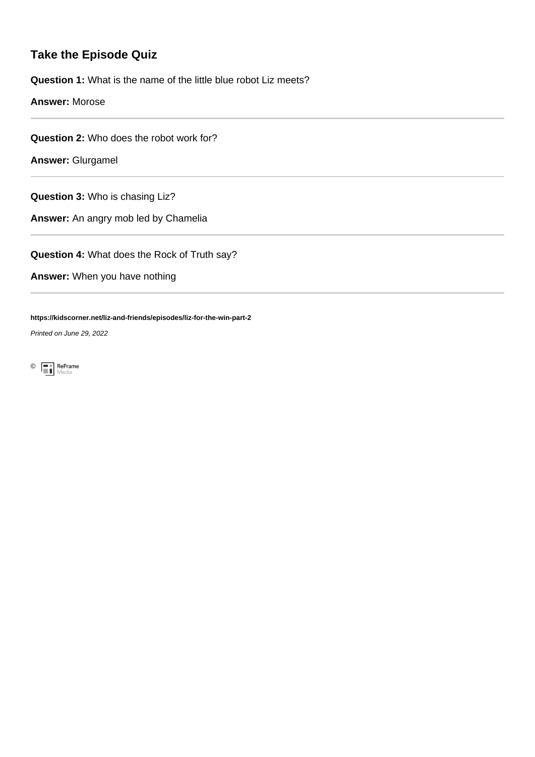## Take the Episode Quiz

**Question 1:** What is the name of the little blue robot Liz meets?

**Answer:** Morose

---

**Question 2:** Who does the robot work for?

**Answer:** Glurgamel

---

**Question 3:** Who is chasing Liz?

**Answer:** An angry mob led by Chamelia

---

**Question 4:** What does the Rock of Truth say?

**Answer:** When you have nothing

---

**https://kidscorner.net/liz-and-friends/episodes/liz-for-the-win-part-2**

*Printed on June 29, 2022*

© ReFrame Media